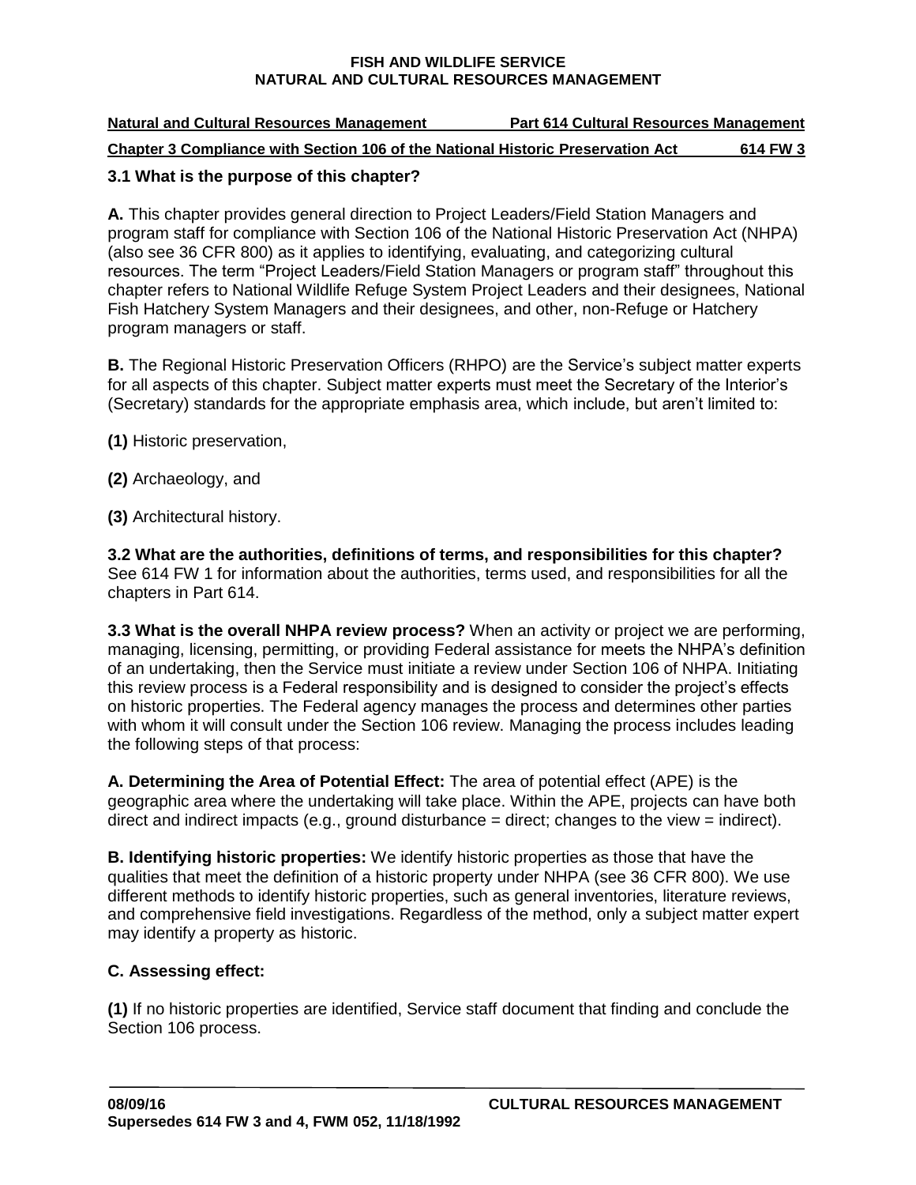FISH AND WILDLIFE SERVICE
NATURAL AND CULTURAL RESOURCES MANAGEMENT

**Natural and Cultural Resources Management** **Part 614 Cultural Resources Management**

**Chapter 3 Compliance with Section 106 of the National Historic Preservation Act** **614 FW 3**

### 3.1 What is the purpose of this chapter?

**A.** This chapter provides general direction to Project Leaders/Field Station Managers and program staff for compliance with Section 106 of the National Historic Preservation Act (NHPA) (also see 36 CFR 800) as it applies to identifying, evaluating, and categorizing cultural resources. The term "Project Leaders/Field Station Managers or program staff" throughout this chapter refers to National Wildlife Refuge System Project Leaders and their designees, National Fish Hatchery System Managers and their designees, and other, non-Refuge or Hatchery program managers or staff.

**B.** The Regional Historic Preservation Officers (RHPO) are the Service's subject matter experts for all aspects of this chapter. Subject matter experts must meet the Secretary of the Interior's (Secretary) standards for the appropriate emphasis area, which include, but aren't limited to:

**(1)** Historic preservation,

**(2)** Archaeology, and

**(3)** Architectural history.

**3.2 What are the authorities, definitions of terms, and responsibilities for this chapter?** See 614 FW 1 for information about the authorities, terms used, and responsibilities for all the chapters in Part 614.

**3.3 What is the overall NHPA review process?** When an activity or project we are performing, managing, licensing, permitting, or providing Federal assistance for meets the NHPA's definition of an undertaking, then the Service must initiate a review under Section 106 of NHPA. Initiating this review process is a Federal responsibility and is designed to consider the project's effects on historic properties. The Federal agency manages the process and determines other parties with whom it will consult under the Section 106 review. Managing the process includes leading the following steps of that process:

**A. Determining the Area of Potential Effect:** The area of potential effect (APE) is the geographic area where the undertaking will take place. Within the APE, projects can have both direct and indirect impacts (e.g., ground disturbance = direct; changes to the view = indirect).

**B. Identifying historic properties:** We identify historic properties as those that have the qualities that meet the definition of a historic property under NHPA (see 36 CFR 800). We use different methods to identify historic properties, such as general inventories, literature reviews, and comprehensive field investigations. Regardless of the method, only a subject matter expert may identify a property as historic.

**C. Assessing effect:**

**(1)** If no historic properties are identified, Service staff document that finding and conclude the Section 106 process.

08/09/16 CULTURAL RESOURCES MANAGEMENT
Supersedes 614 FW 3 and 4, FWM 052, 11/18/1992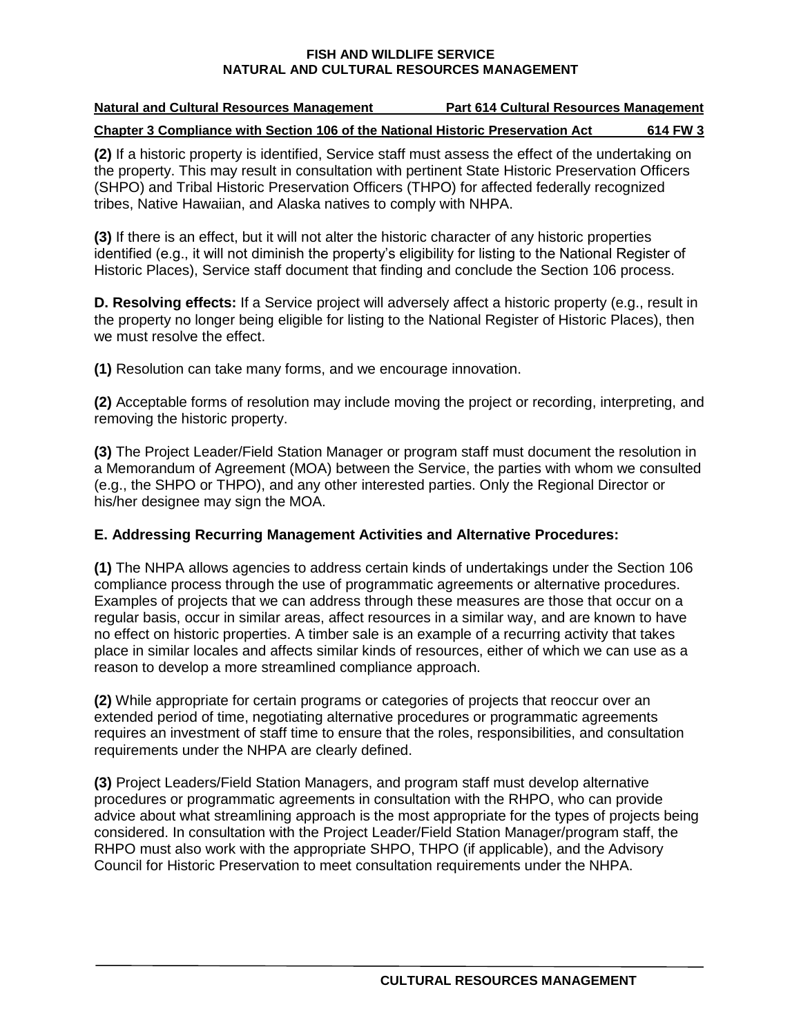**(2)** If a historic property is identified, Service staff must assess the effect of the undertaking on the property. This may result in consultation with pertinent State Historic Preservation Officers (SHPO) and Tribal Historic Preservation Officers (THPO) for affected federally recognized tribes, Native Hawaiian, and Alaska natives to comply with NHPA.

**(3)** If there is an effect, but it will not alter the historic character of any historic properties identified (e.g., it will not diminish the property's eligibility for listing to the National Register of Historic Places), Service staff document that finding and conclude the Section 106 process.

**D. Resolving effects:** If a Service project will adversely affect a historic property (e.g., result in the property no longer being eligible for listing to the National Register of Historic Places), then we must resolve the effect.

**(1)** Resolution can take many forms, and we encourage innovation.

**(2)** Acceptable forms of resolution may include moving the project or recording, interpreting, and removing the historic property.

**(3)** The Project Leader/Field Station Manager or program staff must document the resolution in a Memorandum of Agreement (MOA) between the Service, the parties with whom we consulted (e.g., the SHPO or THPO), and any other interested parties. Only the Regional Director or his/her designee may sign the MOA.

**E. Addressing Recurring Management Activities and Alternative Procedures:**

**(1)** The NHPA allows agencies to address certain kinds of undertakings under the Section 106 compliance process through the use of programmatic agreements or alternative procedures. Examples of projects that we can address through these measures are those that occur on a regular basis, occur in similar areas, affect resources in a similar way, and are known to have no effect on historic properties. A timber sale is an example of a recurring activity that takes place in similar locales and affects similar kinds of resources, either of which we can use as a reason to develop a more streamlined compliance approach.

**(2)** While appropriate for certain programs or categories of projects that reoccur over an extended period of time, negotiating alternative procedures or programmatic agreements requires an investment of staff time to ensure that the roles, responsibilities, and consultation requirements under the NHPA are clearly defined.

**(3)** Project Leaders/Field Station Managers, and program staff must develop alternative procedures or programmatic agreements in consultation with the RHPO, who can provide advice about what streamlining approach is the most appropriate for the types of projects being considered. In consultation with the Project Leader/Field Station Manager/program staff, the RHPO must also work with the appropriate SHPO, THPO (if applicable), and the Advisory Council for Historic Preservation to meet consultation requirements under the NHPA.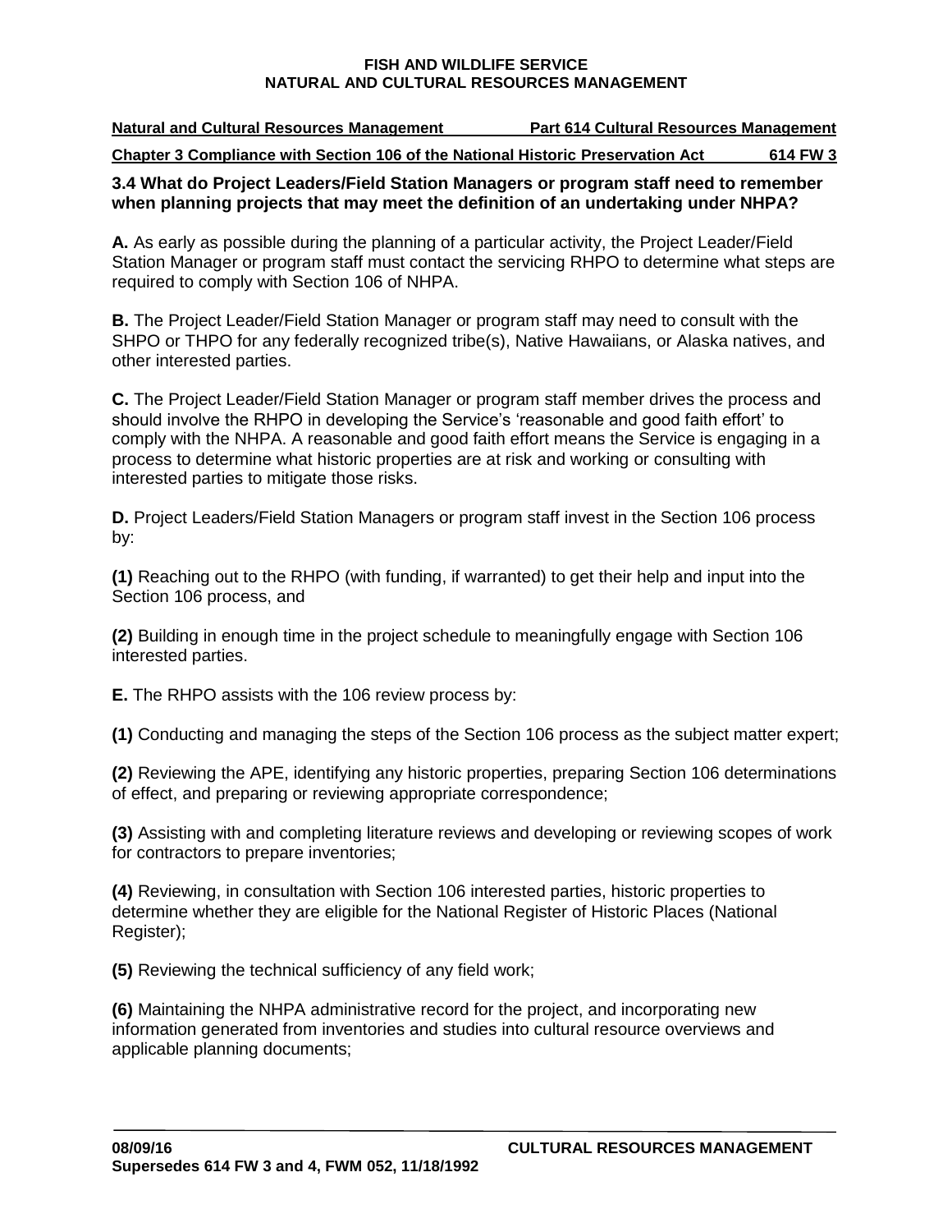### 3.4 What do Project Leaders/Field Station Managers or program staff need to remember when planning projects that may meet the definition of an undertaking under NHPA?

**A.** As early as possible during the planning of a particular activity, the Project Leader/Field Station Manager or program staff must contact the servicing RHPO to determine what steps are required to comply with Section 106 of NHPA.

**B.** The Project Leader/Field Station Manager or program staff may need to consult with the SHPO or THPO for any federally recognized tribe(s), Native Hawaiians, or Alaska natives, and other interested parties.

**C.** The Project Leader/Field Station Manager or program staff member drives the process and should involve the RHPO in developing the Service's 'reasonable and good faith effort' to comply with the NHPA. A reasonable and good faith effort means the Service is engaging in a process to determine what historic properties are at risk and working or consulting with interested parties to mitigate those risks.

**D.** Project Leaders/Field Station Managers or program staff invest in the Section 106 process by:

**(1)** Reaching out to the RHPO (with funding, if warranted) to get their help and input into the Section 106 process, and

**(2)** Building in enough time in the project schedule to meaningfully engage with Section 106 interested parties.

**E.** The RHPO assists with the 106 review process by:

**(1)** Conducting and managing the steps of the Section 106 process as the subject matter expert;

**(2)** Reviewing the APE, identifying any historic properties, preparing Section 106 determinations of effect, and preparing or reviewing appropriate correspondence;

**(3)** Assisting with and completing literature reviews and developing or reviewing scopes of work for contractors to prepare inventories;

**(4)** Reviewing, in consultation with Section 106 interested parties, historic properties to determine whether they are eligible for the National Register of Historic Places (National Register);

**(5)** Reviewing the technical sufficiency of any field work;

**(6)** Maintaining the NHPA administrative record for the project, and incorporating new information generated from inventories and studies into cultural resource overviews and applicable planning documents;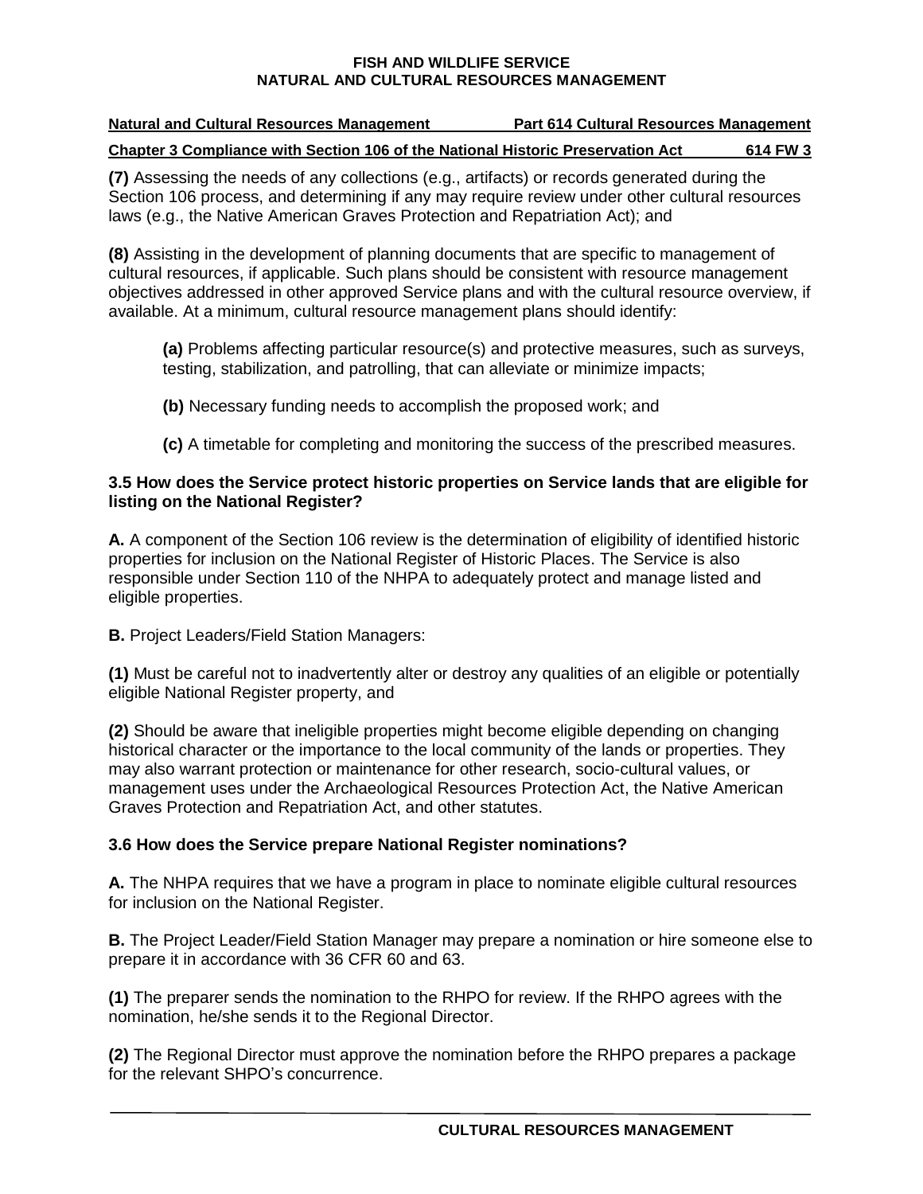**(7)** Assessing the needs of any collections (e.g., artifacts) or records generated during the Section 106 process, and determining if any may require review under other cultural resources laws (e.g., the Native American Graves Protection and Repatriation Act); and

**(8)** Assisting in the development of planning documents that are specific to management of cultural resources, if applicable. Such plans should be consistent with resource management objectives addressed in other approved Service plans and with the cultural resource overview, if available. At a minimum, cultural resource management plans should identify:

**(a)** Problems affecting particular resource(s) and protective measures, such as surveys, testing, stabilization, and patrolling, that can alleviate or minimize impacts;

**(b)** Necessary funding needs to accomplish the proposed work; and

**(c)** A timetable for completing and monitoring the success of the prescribed measures.

### 3.5 How does the Service protect historic properties on Service lands that are eligible for listing on the National Register?

**A.** A component of the Section 106 review is the determination of eligibility of identified historic properties for inclusion on the National Register of Historic Places. The Service is also responsible under Section 110 of the NHPA to adequately protect and manage listed and eligible properties.

**B.** Project Leaders/Field Station Managers:

**(1)** Must be careful not to inadvertently alter or destroy any qualities of an eligible or potentially eligible National Register property, and

**(2)** Should be aware that ineligible properties might become eligible depending on changing historical character or the importance to the local community of the lands or properties. They may also warrant protection or maintenance for other research, socio-cultural values, or management uses under the Archaeological Resources Protection Act, the Native American Graves Protection and Repatriation Act, and other statutes.

### 3.6 How does the Service prepare National Register nominations?

**A.** The NHPA requires that we have a program in place to nominate eligible cultural resources for inclusion on the National Register.

**B.** The Project Leader/Field Station Manager may prepare a nomination or hire someone else to prepare it in accordance with 36 CFR 60 and 63.

**(1)** The preparer sends the nomination to the RHPO for review. If the RHPO agrees with the nomination, he/she sends it to the Regional Director.

**(2)** The Regional Director must approve the nomination before the RHPO prepares a package for the relevant SHPO's concurrence.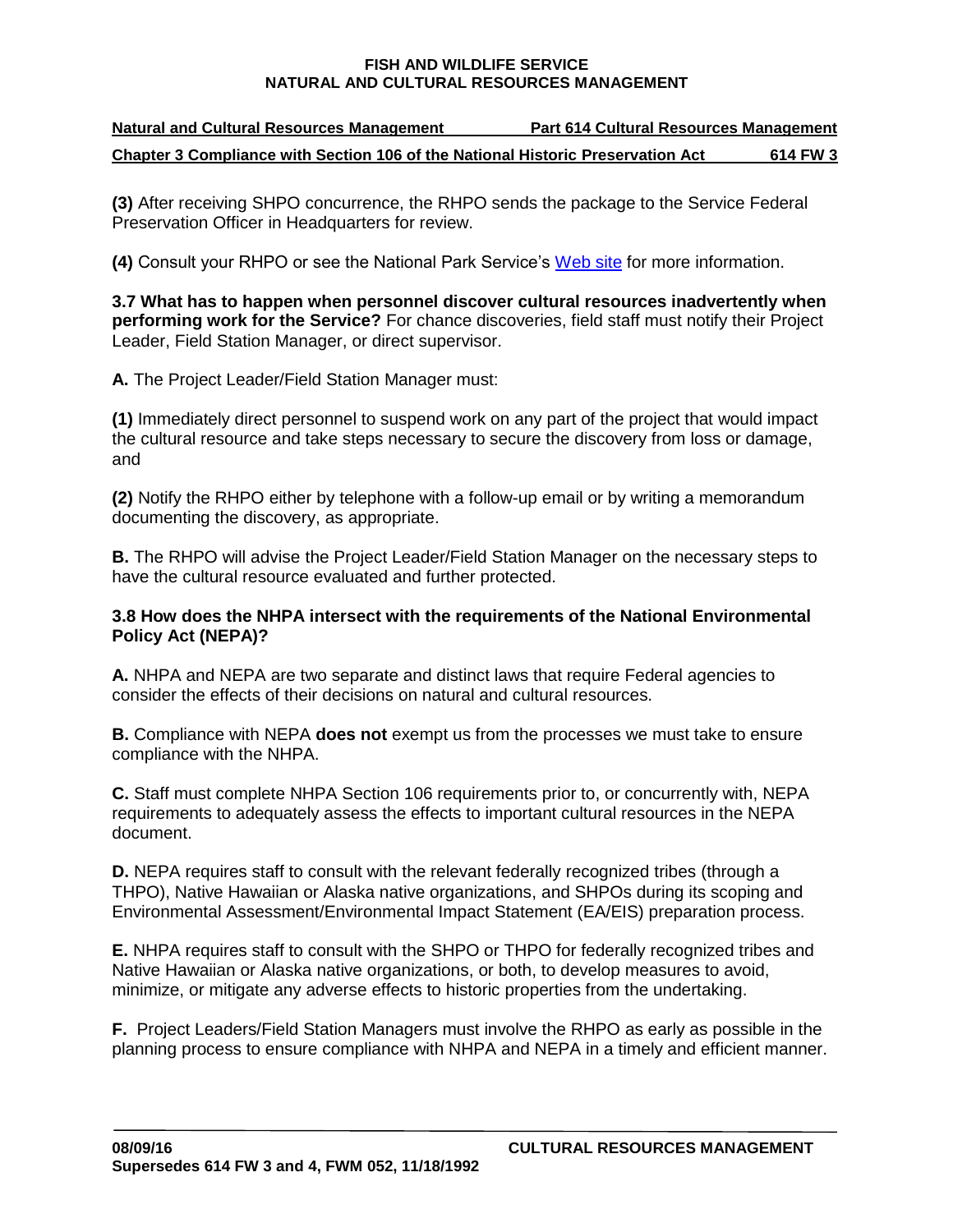**(3)** After receiving SHPO concurrence, the RHPO sends the package to the Service Federal Preservation Officer in Headquarters for review.

**(4)** Consult your RHPO or see the National Park Service's Web site for more information.

**3.7 What has to happen when personnel discover cultural resources inadvertently when performing work for the Service?** For chance discoveries, field staff must notify their Project Leader, Field Station Manager, or direct supervisor.

**A.** The Project Leader/Field Station Manager must:

**(1)** Immediately direct personnel to suspend work on any part of the project that would impact the cultural resource and take steps necessary to secure the discovery from loss or damage, and

**(2)** Notify the RHPO either by telephone with a follow-up email or by writing a memorandum documenting the discovery, as appropriate.

**B.** The RHPO will advise the Project Leader/Field Station Manager on the necessary steps to have the cultural resource evaluated and further protected.

**3.8 How does the NHPA intersect with the requirements of the National Environmental Policy Act (NEPA)?**

**A.** NHPA and NEPA are two separate and distinct laws that require Federal agencies to consider the effects of their decisions on natural and cultural resources.

**B.** Compliance with NEPA **does not** exempt us from the processes we must take to ensure compliance with the NHPA.

**C.** Staff must complete NHPA Section 106 requirements prior to, or concurrently with, NEPA requirements to adequately assess the effects to important cultural resources in the NEPA document.

**D.** NEPA requires staff to consult with the relevant federally recognized tribes (through a THPO), Native Hawaiian or Alaska native organizations, and SHPOs during its scoping and Environmental Assessment/Environmental Impact Statement (EA/EIS) preparation process.

**E.** NHPA requires staff to consult with the SHPO or THPO for federally recognized tribes and Native Hawaiian or Alaska native organizations, or both, to develop measures to avoid, minimize, or mitigate any adverse effects to historic properties from the undertaking.

**F.** Project Leaders/Field Station Managers must involve the RHPO as early as possible in the planning process to ensure compliance with NHPA and NEPA in a timely and efficient manner.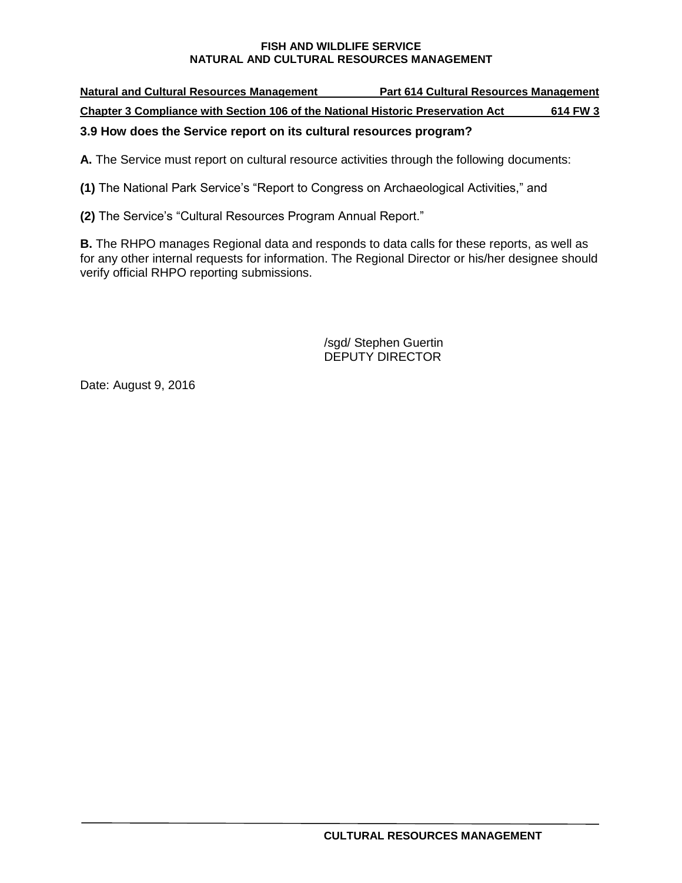### 3.9 How does the Service report on its cultural resources program?

**A.** The Service must report on cultural resource activities through the following documents:

**(1)** The National Park Service's "Report to Congress on Archaeological Activities," and

**(2)** The Service's "Cultural Resources Program Annual Report."

**B.** The RHPO manages Regional data and responds to data calls for these reports, as well as for any other internal requests for information. The Regional Director or his/her designee should verify official RHPO reporting submissions.

/sgd/ Stephen Guertin
DEPUTY DIRECTOR

Date: August 9, 2016